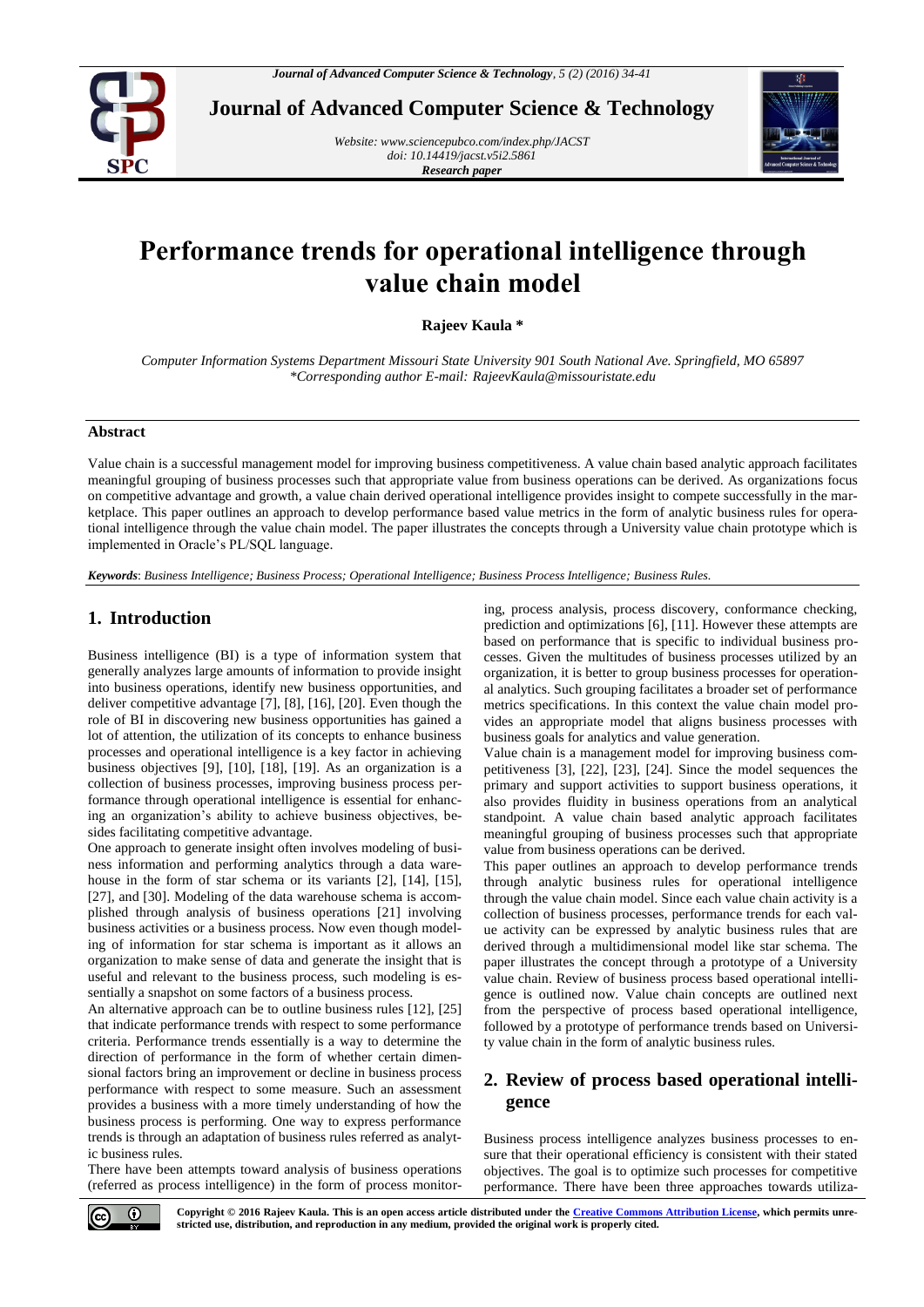# Performance trends for operational intelligence through value chain model

**Rajeev Kaula \***

*Computer Information Systems Department Missouri State University 901 South National Ave. Springfield, MO 65897*
*\*Corresponding author E-mail: RajeevKaula@missouristate.edu*

## Abstract

Value chain is a successful management model for improving business competitiveness. A value chain based analytic approach facilitates meaningful grouping of business processes such that appropriate value from business operations can be derived. As organizations focus on competitive advantage and growth, a value chain derived operational intelligence provides insight to compete successfully in the marketplace. This paper outlines an approach to develop performance based value metrics in the form of analytic business rules for operational intelligence through the value chain model. The paper illustrates the concepts through a University value chain prototype which is implemented in Oracle's PL/SQL language.

***Keywords***: *Business Intelligence; Business Process; Operational Intelligence; Business Process Intelligence; Business Rules.*

## 1. Introduction

Business intelligence (BI) is a type of information system that generally analyzes large amounts of information to provide insight into business operations, identify new business opportunities, and deliver competitive advantage [7], [8], [16], [20]. Even though the role of BI in discovering new business opportunities has gained a lot of attention, the utilization of its concepts to enhance business processes and operational intelligence is a key factor in achieving business objectives [9], [10], [18], [19]. As an organization is a collection of business processes, improving business process performance through operational intelligence is essential for enhancing an organization's ability to achieve business objectives, besides facilitating competitive advantage.

One approach to generate insight often involves modeling of business information and performing analytics through a data warehouse in the form of star schema or its variants [2], [14], [15], [27], and [30]. Modeling of the data warehouse schema is accomplished through analysis of business operations [21] involving business activities or a business process. Now even though modeling of information for star schema is important as it allows an organization to make sense of data and generate the insight that is useful and relevant to the business process, such modeling is essentially a snapshot on some factors of a business process.

An alternative approach can be to outline business rules [12], [25] that indicate performance trends with respect to some performance criteria. Performance trends essentially is a way to determine the direction of performance in the form of whether certain dimensional factors bring an improvement or decline in business process performance with respect to some measure. Such an assessment provides a business with a more timely understanding of how the business process is performing. One way to express performance trends is through an adaptation of business rules referred as analytic business rules.

There have been attempts toward analysis of business operations (referred as process intelligence) in the form of process monitoring, process analysis, process discovery, conformance checking, prediction and optimizations [6], [11]. However these attempts are based on performance that is specific to individual business processes. Given the multitudes of business processes utilized by an organization, it is better to group business processes for operational analytics. Such grouping facilitates a broader set of performance metrics specifications. In this context the value chain model provides an appropriate model that aligns business processes with business goals for analytics and value generation.

Value chain is a management model for improving business competitiveness [3], [22], [23], [24]. Since the model sequences the primary and support activities to support business operations, it also provides fluidity in business operations from an analytical standpoint. A value chain based analytic approach facilitates meaningful grouping of business processes such that appropriate value from business operations can be derived.

This paper outlines an approach to develop performance trends through analytic business rules for operational intelligence through the value chain model. Since each value chain activity is a collection of business processes, performance trends for each value activity can be expressed by analytic business rules that are derived through a multidimensional model like star schema. The paper illustrates the concept through a prototype of a University value chain. Review of business process based operational intelligence is outlined now. Value chain concepts are outlined next from the perspective of process based operational intelligence, followed by a prototype of performance trends based on University value chain in the form of analytic business rules.

## 2. Review of process based operational intelligence

Business process intelligence analyzes business processes to ensure that their operational efficiency is consistent with their stated objectives. The goal is to optimize such processes for competitive performance. There have been three approaches towards utiliza-

**Copyright © 2016 Rajeev Kaula. This is an open access article distributed under the Creative Commons Attribution License, which permits unrestricted use, distribution, and reproduction in any medium, provided the original work is properly cited.**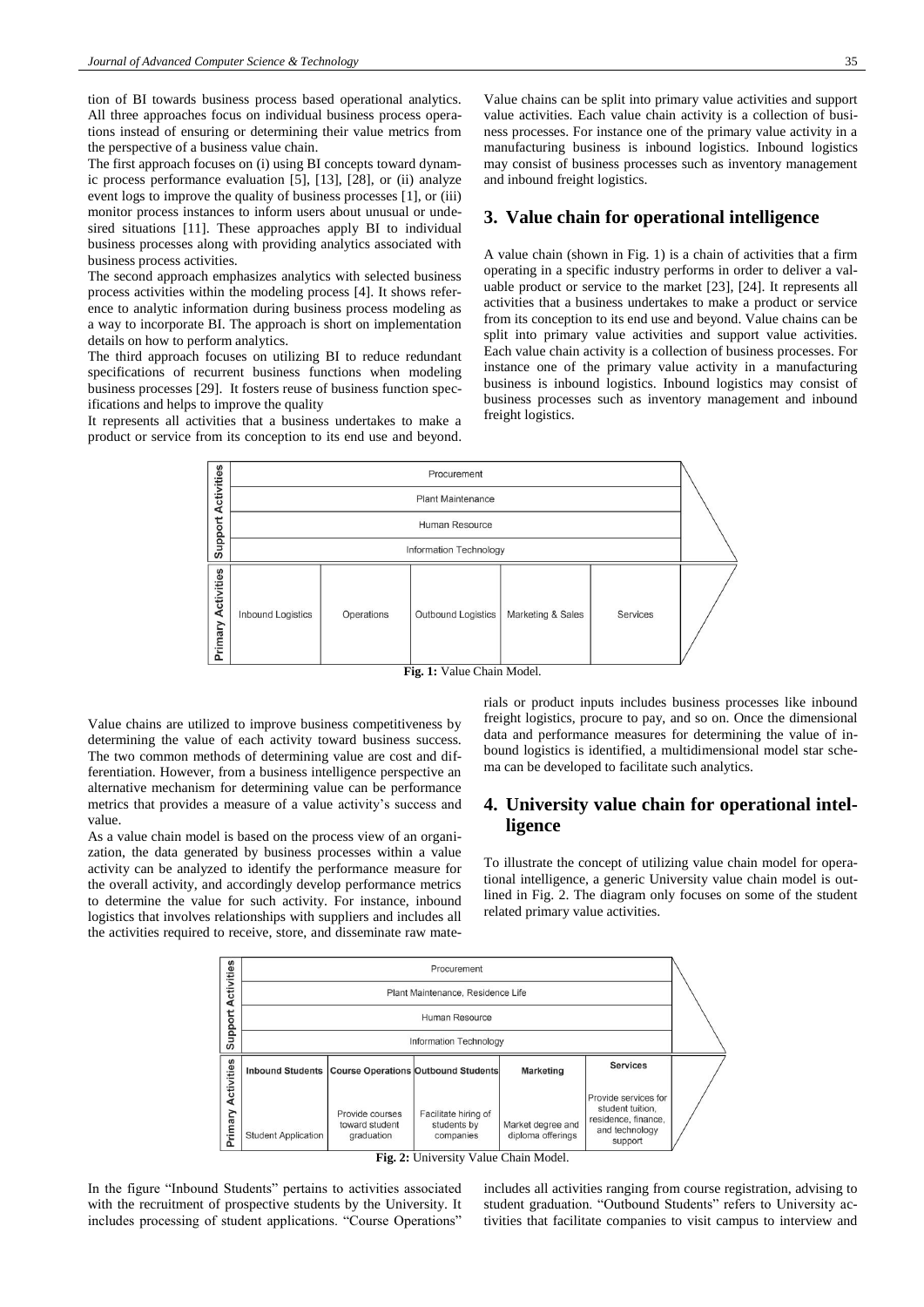tion of BI towards business process based operational analytics. All three approaches focus on individual business process operations instead of ensuring or determining their value metrics from the perspective of a business value chain.

The first approach focuses on (i) using BI concepts toward dynamic process performance evaluation [5], [13], [28], or (ii) analyze event logs to improve the quality of business processes [1], or (iii) monitor process instances to inform users about unusual or undesired situations [11]. These approaches apply BI to individual business processes along with providing analytics associated with business process activities.

The second approach emphasizes analytics with selected business process activities within the modeling process [4]. It shows reference to analytic information during business process modeling as a way to incorporate BI. The approach is short on implementation details on how to perform analytics.

The third approach focuses on utilizing BI to reduce redundant specifications of recurrent business functions when modeling business processes [29]. It fosters reuse of business function specifications and helps to improve the quality

It represents all activities that a business undertakes to make a product or service from its conception to its end use and beyond. Value chains can be split into primary value activities and support value activities. Each value chain activity is a collection of business processes. For instance one of the primary value activity in a manufacturing business is inbound logistics. Inbound logistics may consist of business processes such as inventory management and inbound freight logistics.

## 3. Value chain for operational intelligence

A value chain (shown in Fig. 1) is a chain of activities that a firm operating in a specific industry performs in order to deliver a valuable product or service to the market [23], [24]. It represents all activities that a business undertakes to make a product or service from its conception to its end use and beyond. Value chains can be split into primary value activities and support value activities. Each value chain activity is a collection of business processes. For instance one of the primary value activity in a manufacturing business is inbound logistics. Inbound logistics may consist of business processes such as inventory management and inbound freight logistics.

| Support Activities | Procurement | | | | |
|---|---|---|---|---|---|
| | Plant Maintenance | | | | |
| | Human Resource | | | | |
| | Information Technology | | | | |
| **Primary Activities** | Inbound Logistics | Operations | Outbound Logistics | Marketing & Sales | Services |

**Fig. 1:** Value Chain Model.

Value chains are utilized to improve business competitiveness by determining the value of each activity toward business success. The two common methods of determining value are cost and differentiation. However, from a business intelligence perspective an alternative mechanism for determining value can be performance metrics that provides a measure of a value activity's success and value.

As a value chain model is based on the process view of an organization, the data generated by business processes within a value activity can be analyzed to identify the performance measure for the overall activity, and accordingly develop performance metrics to determine the value for such activity. For instance, inbound logistics that involves relationships with suppliers and includes all the activities required to receive, store, and disseminate raw materials or product inputs includes business processes like inbound freight logistics, procure to pay, and so on. Once the dimensional data and performance measures for determining the value of inbound logistics is identified, a multidimensional model star schema can be developed to facilitate such analytics.

## 4. University value chain for operational intelligence

To illustrate the concept of utilizing value chain model for operational intelligence, a generic University value chain model is outlined in Fig. 2. The diagram only focuses on some of the student related primary value activities.

| Support Activities | Procurement | | | | |
|---|---|---|---|---|---|
| | Plant Maintenance, Residence Life | | | | |
| | Human Resource | | | | |
| | Information Technology | | | | |
| **Primary Activities** | **Inbound Students** | **Course Operations** | **Outbound Students** | **Marketing** | **Services** |
| | Student Application | Provide courses toward student graduation | Facilitate hiring of students by companies | Market degree and diploma offerings | Provide services for student tuition, residence, finance, and technology support |

**Fig. 2:** University Value Chain Model.

In the figure "Inbound Students" pertains to activities associated with the recruitment of prospective students by the University. It includes processing of student applications. "Course Operations" includes all activities ranging from course registration, advising to student graduation. "Outbound Students" refers to University activities that facilitate companies to visit campus to interview and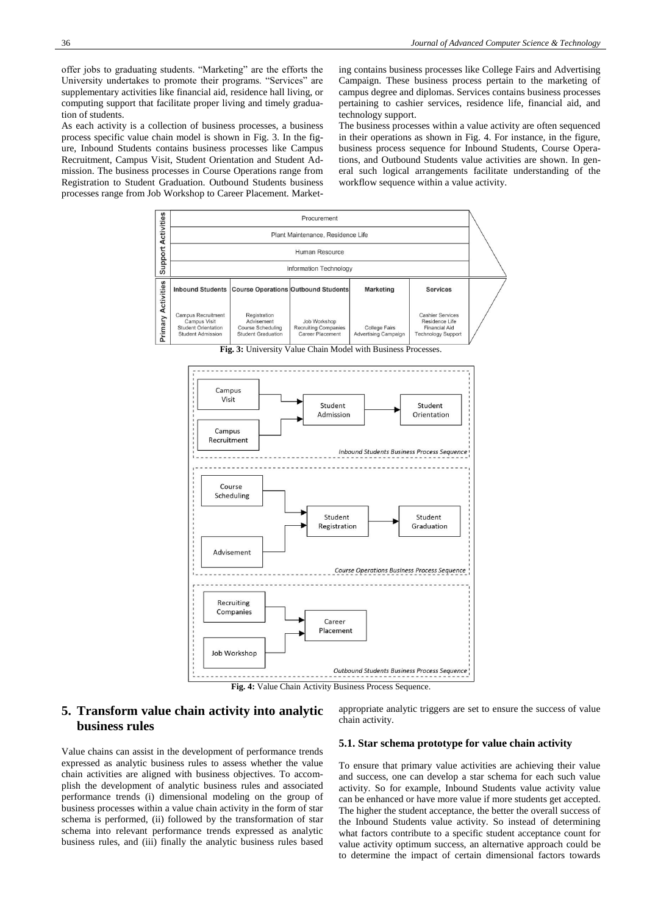offer jobs to graduating students. "Marketing" are the efforts the University undertakes to promote their programs. "Services" are supplementary activities like financial aid, residence hall living, or computing support that facilitate proper living and timely graduation of students.

As each activity is a collection of business processes, a business process specific value chain model is shown in Fig. 3. In the figure, Inbound Students contains business processes like Campus Recruitment, Campus Visit, Student Orientation and Student Admission. The business processes in Course Operations range from Registration to Student Graduation. Outbound Students business processes range from Job Workshop to Career Placement. Marketing contains business processes like College Fairs and Advertising Campaign. These business process pertain to the marketing of campus degree and diplomas. Services contains business processes pertaining to cashier services, residence life, financial aid, and technology support.

The business processes within a value activity are often sequenced in their operations as shown in Fig. 4. For instance, in the figure, business process sequence for Inbound Students, Course Operations, and Outbound Students value activities are shown. In general such logical arrangements facilitate understanding of the workflow sequence within a value activity.

**Fig. 3:** University Value Chain Model with Business Processes.

**Fig. 4:** Value Chain Activity Business Process Sequence.

## 5. Transform value chain activity into analytic business rules

Value chains can assist in the development of performance trends expressed as analytic business rules to assess whether the value chain activities are aligned with business objectives. To accomplish the development of analytic business rules and associated performance trends (i) dimensional modeling on the group of business processes within a value chain activity in the form of star schema is performed, (ii) followed by the transformation of star schema into relevant performance trends expressed as analytic business rules, and (iii) finally the analytic business rules based appropriate analytic triggers are set to ensure the success of value chain activity.

### 5.1. Star schema prototype for value chain activity

To ensure that primary value activities are achieving their value and success, one can develop a star schema for each such value activity. So for example, Inbound Students value activity value can be enhanced or have more value if more students get accepted. The higher the student acceptance, the better the overall success of the Inbound Students value activity. So instead of determining what factors contribute to a specific student acceptance count for value activity optimum success, an alternative approach could be to determine the impact of certain dimensional factors towards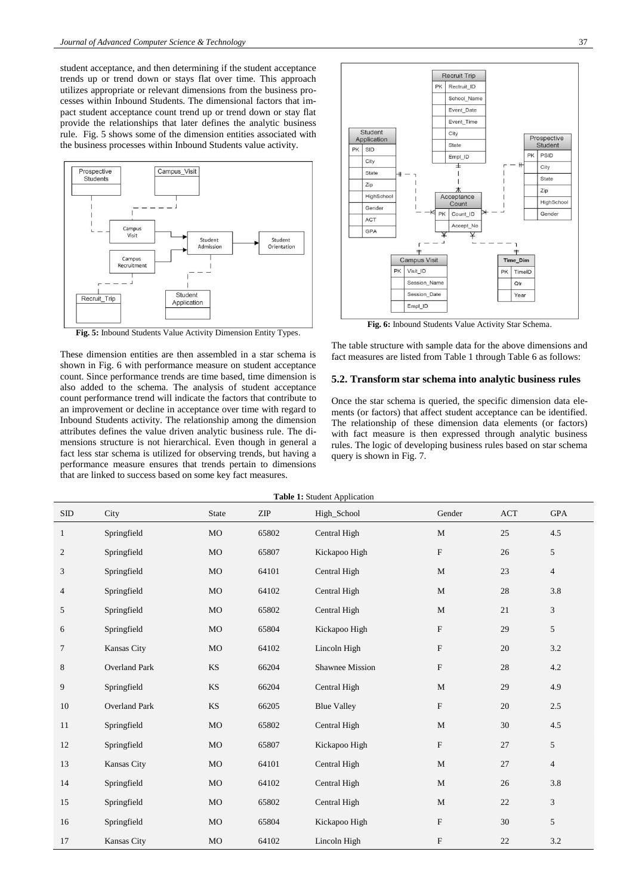student acceptance, and then determining if the student acceptance trends up or trend down or stays flat over time. This approach utilizes appropriate or relevant dimensions from the business processes within Inbound Students. The dimensional factors that impact student acceptance count trend up or trend down or stay flat provide the relationships that later defines the analytic business rule. Fig. 5 shows some of the dimension entities associated with the business processes within Inbound Students value activity.

**Fig. 5:** Inbound Students Value Activity Dimension Entity Types.

These dimension entities are then assembled in a star schema is shown in Fig. 6 with performance measure on student acceptance count. Since performance trends are time based, time dimension is also added to the schema. The analysis of student acceptance count performance trend will indicate the factors that contribute to an improvement or decline in acceptance over time with regard to Inbound Students activity. The relationship among the dimension attributes defines the value driven analytic business rule. The dimensions structure is not hierarchical. Even though in general a fact less star schema is utilized for observing trends, but having a performance measure ensures that trends pertain to dimensions that are linked to success based on some key fact measures.

**Fig. 6:** Inbound Students Value Activity Star Schema.

The table structure with sample data for the above dimensions and fact measures are listed from Table 1 through Table 6 as follows:

### 5.2. Transform star schema into analytic business rules

Once the star schema is queried, the specific dimension data elements (or factors) that affect student acceptance can be identified. The relationship of these dimension data elements (or factors) with fact measure is then expressed through analytic business rules. The logic of developing business rules based on star schema query is shown in Fig. 7.

**Table 1:** Student Application

| SID | City | State | ZIP | High_School | Gender | ACT | GPA |
|---|---|---|---|---|---|---|---|
| 1 | Springfield | MO | 65802 | Central High | M | 25 | 4.5 |
| 2 | Springfield | MO | 65807 | Kickapoo High | F | 26 | 5 |
| 3 | Springfield | MO | 64101 | Central High | M | 23 | 4 |
| 4 | Springfield | MO | 64102 | Central High | M | 28 | 3.8 |
| 5 | Springfield | MO | 65802 | Central High | M | 21 | 3 |
| 6 | Springfield | MO | 65804 | Kickapoo High | F | 29 | 5 |
| 7 | Kansas City | MO | 64102 | Lincoln High | F | 20 | 3.2 |
| 8 | Overland Park | KS | 66204 | Shawnee Mission | F | 28 | 4.2 |
| 9 | Springfield | KS | 66204 | Central High | M | 29 | 4.9 |
| 10 | Overland Park | KS | 66205 | Blue Valley | F | 20 | 2.5 |
| 11 | Springfield | MO | 65802 | Central High | M | 30 | 4.5 |
| 12 | Springfield | MO | 65807 | Kickapoo High | F | 27 | 5 |
| 13 | Kansas City | MO | 64101 | Central High | M | 27 | 4 |
| 14 | Springfield | MO | 64102 | Central High | M | 26 | 3.8 |
| 15 | Springfield | MO | 65802 | Central High | M | 22 | 3 |
| 16 | Springfield | MO | 65804 | Kickapoo High | F | 30 | 5 |
| 17 | Kansas City | MO | 64102 | Lincoln High | F | 22 | 3.2 |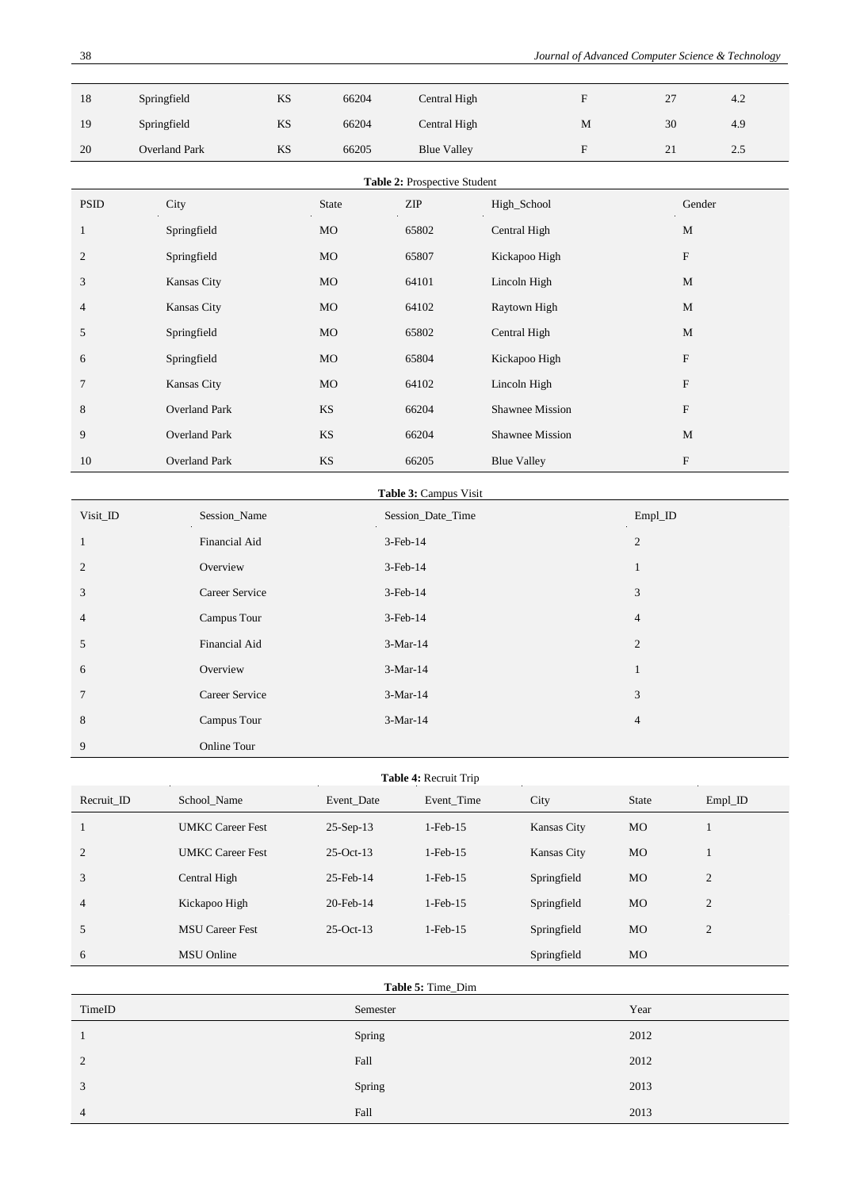| 18 | Springfield | KS | 66204 | Central High | F | 27 | 4.2 |
|---|---|---|---|---|---|---|---|
| 19 | Springfield | KS | 66204 | Central High | M | 30 | 4.9 |
| 20 | Overland Park | KS | 66205 | Blue Valley | F | 21 | 2.5 |

**Table 2:** Prospective Student

| PSID | City | State | ZIP | High_School | Gender |
|---|---|---|---|---|---|
| 1 | Springfield | MO | 65802 | Central High | M |
| 2 | Springfield | MO | 65807 | Kickapoo High | F |
| 3 | Kansas City | MO | 64101 | Lincoln High | M |
| 4 | Kansas City | MO | 64102 | Raytown High | M |
| 5 | Springfield | MO | 65802 | Central High | M |
| 6 | Springfield | MO | 65804 | Kickapoo High | F |
| 7 | Kansas City | MO | 64102 | Lincoln High | F |
| 8 | Overland Park | KS | 66204 | Shawnee Mission | F |
| 9 | Overland Park | KS | 66204 | Shawnee Mission | M |
| 10 | Overland Park | KS | 66205 | Blue Valley | F |

**Table 3:** Campus Visit

| Visit_ID | Session_Name | Session_Date_Time | Empl_ID |
|---|---|---|---|
| 1 | Financial Aid | 3-Feb-14 | 2 |
| 2 | Overview | 3-Feb-14 | 1 |
| 3 | Career Service | 3-Feb-14 | 3 |
| 4 | Campus Tour | 3-Feb-14 | 4 |
| 5 | Financial Aid | 3-Mar-14 | 2 |
| 6 | Overview | 3-Mar-14 | 1 |
| 7 | Career Service | 3-Mar-14 | 3 |
| 8 | Campus Tour | 3-Mar-14 | 4 |
| 9 | Online Tour | | |

**Table 4:** Recruit Trip

| Recruit_ID | School_Name | Event_Date | Event_Time | City | State | Empl_ID |
|---|---|---|---|---|---|---|
| 1 | UMKC Career Fest | 25-Sep-13 | 1-Feb-15 | Kansas City | MO | 1 |
| 2 | UMKC Career Fest | 25-Oct-13 | 1-Feb-15 | Kansas City | MO | 1 |
| 3 | Central High | 25-Feb-14 | 1-Feb-15 | Springfield | MO | 2 |
| 4 | Kickapoo High | 20-Feb-14 | 1-Feb-15 | Springfield | MO | 2 |
| 5 | MSU Career Fest | 25-Oct-13 | 1-Feb-15 | Springfield | MO | 2 |
| 6 | MSU Online | | | Springfield | MO | |

**Table 5:** Time_Dim

| TimeID | Semester | Year |
|---|---|---|
| 1 | Spring | 2012 |
| 2 | Fall | 2012 |
| 3 | Spring | 2013 |
| 4 | Fall | 2013 |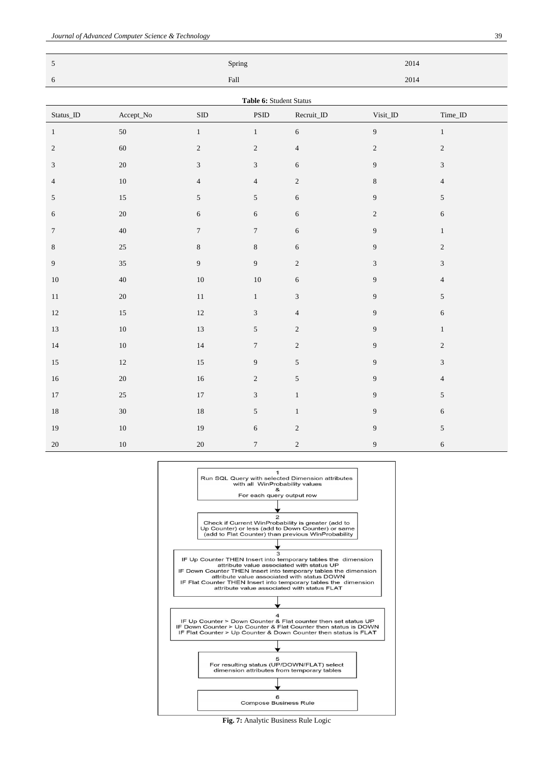| | | |
|---|---|---|
| 5 | Spring | 2014 |
| 6 | Fall | 2014 |

**Table 6:** Student Status

| Status_ID | Accept_No | SID | PSID | Recruit_ID | Visit_ID | Time_ID |
|---|---|---|---|---|---|---|
| 1 | 50 | 1 | 1 | 6 | 9 | 1 |
| 2 | 60 | 2 | 2 | 4 | 2 | 2 |
| 3 | 20 | 3 | 3 | 6 | 9 | 3 |
| 4 | 10 | 4 | 4 | 2 | 8 | 4 |
| 5 | 15 | 5 | 5 | 6 | 9 | 5 |
| 6 | 20 | 6 | 6 | 6 | 2 | 6 |
| 7 | 40 | 7 | 7 | 6 | 9 | 1 |
| 8 | 25 | 8 | 8 | 6 | 9 | 2 |
| 9 | 35 | 9 | 9 | 2 | 3 | 3 |
| 10 | 40 | 10 | 10 | 6 | 9 | 4 |
| 11 | 20 | 11 | 1 | 3 | 9 | 5 |
| 12 | 15 | 12 | 3 | 4 | 9 | 6 |
| 13 | 10 | 13 | 5 | 2 | 9 | 1 |
| 14 | 10 | 14 | 7 | 2 | 9 | 2 |
| 15 | 12 | 15 | 9 | 5 | 9 | 3 |
| 16 | 20 | 16 | 2 | 5 | 9 | 4 |
| 17 | 25 | 17 | 3 | 1 | 9 | 5 |
| 18 | 30 | 18 | 5 | 1 | 9 | 6 |
| 19 | 10 | 19 | 6 | 2 | 9 | 5 |
| 20 | 10 | 20 | 7 | 2 | 9 | 6 |

1. Run SQL Query with selected Dimension attributes with all WinProbability values & For each query output row
2. Check if Current WinProbability is greater (add to Up Counter) or less (add to Down Counter) or same (add to Flat Counter) than previous WinProbability
3. IF Up Counter THEN Insert into temporary tables the dimension attribute value associated with status UP
   IF Down Counter THEN Insert into temporary tables the dimension attribute value associated with status DOWN
   IF Flat Counter THEN Insert into temporary tables the dimension attribute value associated with status FLAT
4. IF Up Counter > Down Counter & Flat counter then set status UP
   IF Down Counter > Up Counter & Flat Counter then status is DOWN
   IF Flat Counter > Up Counter & Down Counter then status is FLAT
5. For resulting status (UP/DOWN/FLAT) select dimension attributes from temporary tables
6. Compose Business Rule

**Fig. 7:** Analytic Business Rule Logic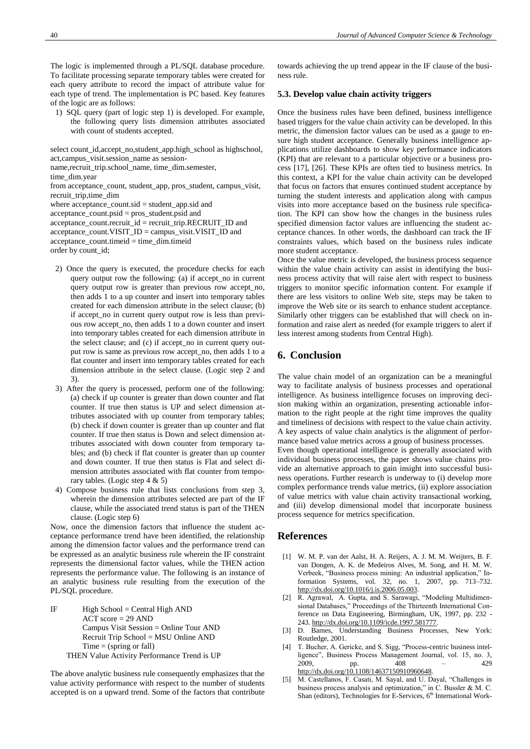The logic is implemented through a PL/SQL database procedure. To facilitate processing separate temporary tables were created for each query attribute to record the impact of attribute value for each type of trend. The implementation is PC based. Key features of the logic are as follows:

1) SQL query (part of logic step 1) is developed. For example, the following query lists dimension attributes associated with count of students accepted.

```
select count_id,accept_no,student_app.high_school as highschool,
act,campus_visit.session_name as session-
name,recruit_trip.school_name, time_dim.semester,
time_dim.year
from acceptance_count, student_app, pros_student, campus_visit,
recruit_trip,time_dim
where acceptance_count.sid = student_app.sid and
acceptance_count.psid = pros_student.psid and
acceptance_count.recruit_id = recruit_trip.RECRUIT_ID and
acceptance_count.VISIT_ID = campus_visit.VISIT_ID and
acceptance_count.timeid = time_dim.timeid
order by count_id;
```

2) Once the query is executed, the procedure checks for each query output row the following: (a) if accept_no in current query output row is greater than previous row accept_no, then adds 1 to a up counter and insert into temporary tables created for each dimension attribute in the select clause; (b) if accept_no in current query output row is less than previous row accept_no, then adds 1 to a down counter and insert into temporary tables created for each dimension attribute in the select clause; and (c) if accept_no in current query output row is same as previous row accept_no, then adds 1 to a flat counter and insert into temporary tables created for each dimension attribute in the select clause. (Logic step 2 and 3).
3) After the query is processed, perform one of the following: (a) check if up counter is greater than down counter and flat counter. If true then status is UP and select dimension attributes associated with up counter from temporary tables; (b) check if down counter is greater than up counter and flat counter. If true then status is Down and select dimension attributes associated with down counter from temporary tables; and (b) check if flat counter is greater than up counter and down counter. If true then status is Flat and select dimension attributes associated with flat counter from temporary tables. (Logic step 4 & 5)
4) Compose business rule that lists conclusions from step 3, wherein the dimension attributes selected are part of the IF clause, while the associated trend status is part of the THEN clause. (Logic step 6)

Now, once the dimension factors that influence the student acceptance performance trend have been identified, the relationship among the dimension factor values and the performance trend can be expressed as an analytic business rule wherein the IF constraint represents the dimensional factor values, while the THEN action represents the performance value. The following is an instance of an analytic business rule resulting from the execution of the PL/SQL procedure.

```
IF      High School = Central High AND
        ACT score = 29 AND
        Campus Visit Session = Online Tour AND
        Recruit Trip School = MSU Online AND
        Time = (spring or fall)
    THEN Value Activity Performance Trend is UP
```

The above analytic business rule consequently emphasizes that the value activity performance with respect to the number of students accepted is on a upward trend. Some of the factors that contribute towards achieving the up trend appear in the IF clause of the business rule.

### 5.3. Develop value chain activity triggers

Once the business rules have been defined, business intelligence based triggers for the value chain activity can be developed. In this metric, the dimension factor values can be used as a gauge to ensure high student acceptance. Generally business intelligence applications utilize dashboards to show key performance indicators (KPI) that are relevant to a particular objective or a business process [17], [26]. These KPIs are often tied to business metrics. In this context, a KPI for the value chain activity can be developed that focus on factors that ensures continued student acceptance by turning the student interests and application along with campus visits into more acceptance based on the business rule specification. The KPI can show how the changes in the business rules specified dimension factor values are influencing the student acceptance chances. In other words, the dashboard can track the IF constraints values, which based on the business rules indicate more student acceptance.

Once the value metric is developed, the business process sequence within the value chain activity can assist in identifying the business process activity that will raise alert with respect to business triggers to monitor specific information content. For example if there are less visitors to online Web site, steps may be taken to improve the Web site or its search to enhance student acceptance. Similarly other triggers can be established that will check on information and raise alert as needed (for example triggers to alert if less interest among students from Central High).

## 6. Conclusion

The value chain model of an organization can be a meaningful way to facilitate analysis of business processes and operational intelligence. As business intelligence focuses on improving decision making within an organization, presenting actionable information to the right people at the right time improves the quality and timeliness of decisions with respect to the value chain activity. A key aspects of value chain analytics is the alignment of performance based value metrics across a group of business processes.

Even though operational intelligence is generally associated with individual business processes, the paper shows value chains provide an alternative approach to gain insight into successful business operations. Further research is underway to (i) develop more complex performance trends value metrics, (ii) explore association of value metrics with value chain activity transactional working, and (iii) develop dimensional model that incorporate business process sequence for metrics specification.

## References

[1] W. M. P. van der Aalst, H. A. Reijers, A. J. M. M. Weijters, B. F. van Dongen, A. K. de Medeiros Alves, M. Song, and H. M. W. Verbeek, "Business process mining: An industrial application," Information Systems, vol. 32, no. 1, 2007, pp. 713–732. http://dx.doi.org/10.1016/j.is.2006.05.003.

[2] R. Agrawal, A. Gupta, and S. Sarawagi, "Modeling Multidimensional Databases," Proceedings of the Thirteenth International Conference on Data Engineering, Birmingham, UK, 1997, pp. 232 - 243. http://dx.doi.org/10.1109/icde.1997.581777.

[3] D. Barnes, Understanding Business Processes, New York: Routledge, 2001.

[4] T. Bucher, A. Gericke, and S. Sigg, "Process-centric business intelligence", Business Process Management Journal, vol. 15, no. 3, 2009, pp. 408 – 429 http://dx.doi.org/10.1108/14637150910960648.

[5] M. Castellanos, F. Casati, M. Sayal, and U. Dayal, "Challenges in business process analysis and optimization," in C. Bussler & M. C. Shan (editors), Technologies for E-Services, 6th International Work-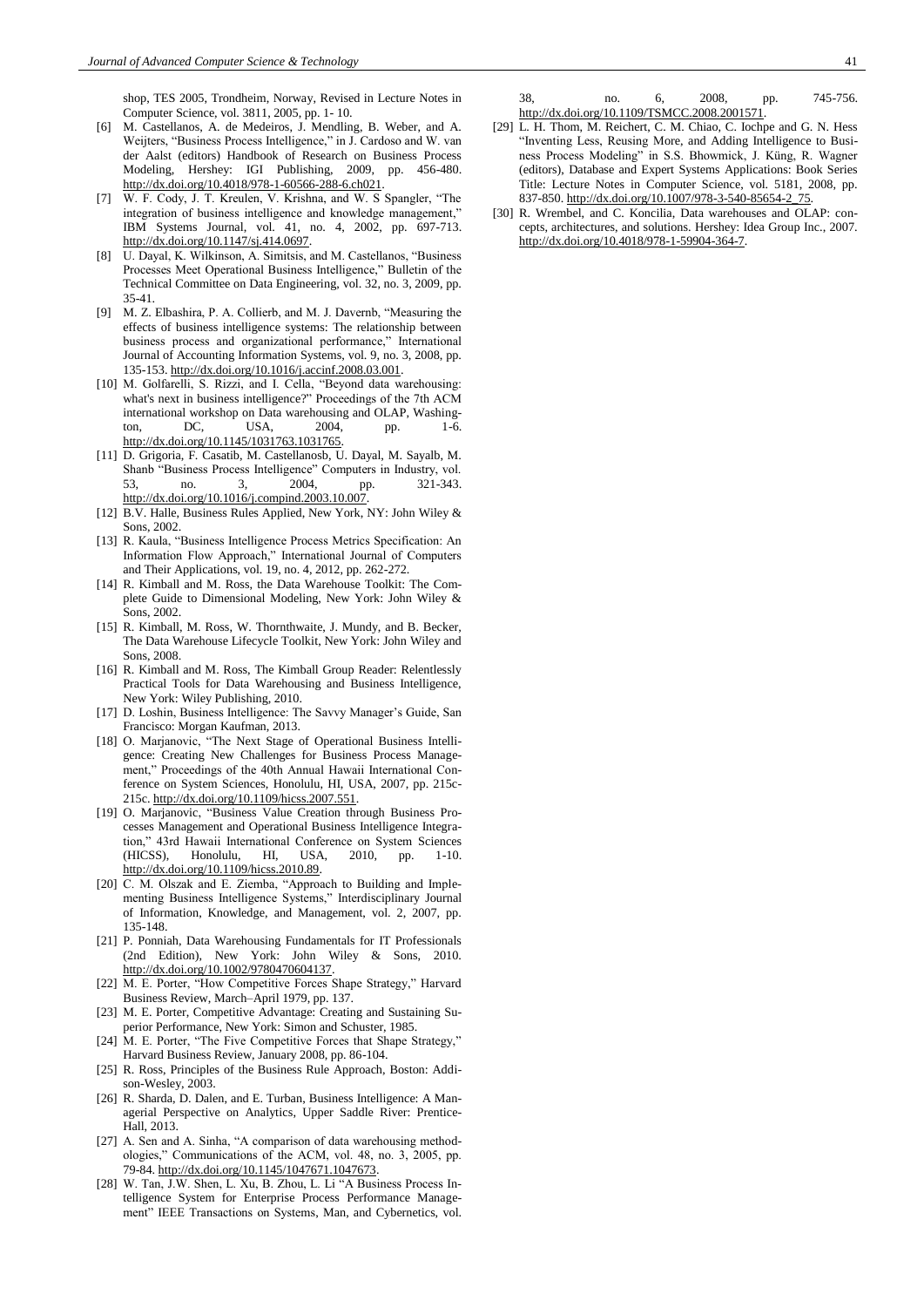shop, TES 2005, Trondheim, Norway, Revised in Lecture Notes in Computer Science, vol. 3811, 2005, pp. 1- 10.

[6] M. Castellanos, A. de Medeiros, J. Mendling, B. Weber, and A. Weijters, "Business Process Intelligence," in J. Cardoso and W. van der Aalst (editors) Handbook of Research on Business Process Modeling, Hershey: IGI Publishing, 2009, pp. 456-480. http://dx.doi.org/10.4018/978-1-60566-288-6.ch021.

[7] W. F. Cody, J. T. Kreulen, V. Krishna, and W. S Spangler, "The integration of business intelligence and knowledge management," IBM Systems Journal, vol. 41, no. 4, 2002, pp. 697-713. http://dx.doi.org/10.1147/sj.414.0697.

[8] U. Dayal, K. Wilkinson, A. Simitsis, and M. Castellanos, "Business Processes Meet Operational Business Intelligence," Bulletin of the Technical Committee on Data Engineering, vol. 32, no. 3, 2009, pp. 35-41.

[9] M. Z. Elbashira, P. A. Collierb, and M. J. Davernb, "Measuring the effects of business intelligence systems: The relationship between business process and organizational performance," International Journal of Accounting Information Systems, vol. 9, no. 3, 2008, pp. 135-153. http://dx.doi.org/10.1016/j.accinf.2008.03.001.

[10] M. Golfarelli, S. Rizzi, and I. Cella, "Beyond data warehousing: what's next in business intelligence?" Proceedings of the 7th ACM international workshop on Data warehousing and OLAP, Washington, DC, USA, 2004, pp. 1-6. http://dx.doi.org/10.1145/1031763.1031765.

[11] D. Grigoria, F. Casatib, M. Castellanosb, U. Dayal, M. Sayalb, M. Shanb "Business Process Intelligence" Computers in Industry, vol. 53, no. 3, 2004, pp. 321-343. http://dx.doi.org/10.1016/j.compind.2003.10.007.

[12] B.V. Halle, Business Rules Applied, New York, NY: John Wiley & Sons, 2002.

[13] R. Kaula, "Business Intelligence Process Metrics Specification: An Information Flow Approach," International Journal of Computers and Their Applications, vol. 19, no. 4, 2012, pp. 262-272.

[14] R. Kimball and M. Ross, the Data Warehouse Toolkit: The Complete Guide to Dimensional Modeling, New York: John Wiley & Sons, 2002.

[15] R. Kimball, M. Ross, W. Thornthwaite, J. Mundy, and B. Becker, The Data Warehouse Lifecycle Toolkit, New York: John Wiley and Sons, 2008.

[16] R. Kimball and M. Ross, The Kimball Group Reader: Relentlessly Practical Tools for Data Warehousing and Business Intelligence, New York: Wiley Publishing, 2010.

[17] D. Loshin, Business Intelligence: The Savvy Manager's Guide, San Francisco: Morgan Kaufman, 2013.

[18] O. Marjanovic, "The Next Stage of Operational Business Intelligence: Creating New Challenges for Business Process Management," Proceedings of the 40th Annual Hawaii International Conference on System Sciences, Honolulu, HI, USA, 2007, pp. 215c-215c. http://dx.doi.org/10.1109/hicss.2007.551.

[19] O. Marjanovic, "Business Value Creation through Business Processes Management and Operational Business Intelligence Integration," 43rd Hawaii International Conference on System Sciences (HICSS), Honolulu, HI, USA, 2010, pp. 1-10. http://dx.doi.org/10.1109/hicss.2010.89.

[20] C. M. Olszak and E. Ziemba, "Approach to Building and Implementing Business Intelligence Systems," Interdisciplinary Journal of Information, Knowledge, and Management, vol. 2, 2007, pp. 135-148.

[21] P. Ponniah, Data Warehousing Fundamentals for IT Professionals (2nd Edition), New York: John Wiley & Sons, 2010. http://dx.doi.org/10.1002/9780470604137.

[22] M. E. Porter, "How Competitive Forces Shape Strategy," Harvard Business Review, March–April 1979, pp. 137.

[23] M. E. Porter, Competitive Advantage: Creating and Sustaining Superior Performance, New York: Simon and Schuster, 1985.

[24] M. E. Porter, "The Five Competitive Forces that Shape Strategy," Harvard Business Review, January 2008, pp. 86-104.

[25] R. Ross, Principles of the Business Rule Approach, Boston: Addison-Wesley, 2003.

[26] R. Sharda, D. Dalen, and E. Turban, Business Intelligence: A Managerial Perspective on Analytics, Upper Saddle River: Prentice-Hall, 2013.

[27] A. Sen and A. Sinha, "A comparison of data warehousing methodologies," Communications of the ACM, vol. 48, no. 3, 2005, pp. 79-84. http://dx.doi.org/10.1145/1047671.1047673.

[28] W. Tan, J.W. Shen, L. Xu, B. Zhou, L. Li "A Business Process Intelligence System for Enterprise Process Performance Management" IEEE Transactions on Systems, Man, and Cybernetics, vol. 38, no. 6, 2008, pp. 745-756. http://dx.doi.org/10.1109/TSMCC.2008.2001571.

[29] L. H. Thom, M. Reichert, C. M. Chiao, C. Iochpe and G. N. Hess "Inventing Less, Reusing More, and Adding Intelligence to Business Process Modeling" in S.S. Bhowmick, J. Küng, R. Wagner (editors), Database and Expert Systems Applications: Book Series Title: Lecture Notes in Computer Science, vol. 5181, 2008, pp. 837-850. http://dx.doi.org/10.1007/978-3-540-85654-2_75.

[30] R. Wrembel, and C. Koncilia, Data warehouses and OLAP: concepts, architectures, and solutions. Hershey: Idea Group Inc., 2007. http://dx.doi.org/10.4018/978-1-59904-364-7.